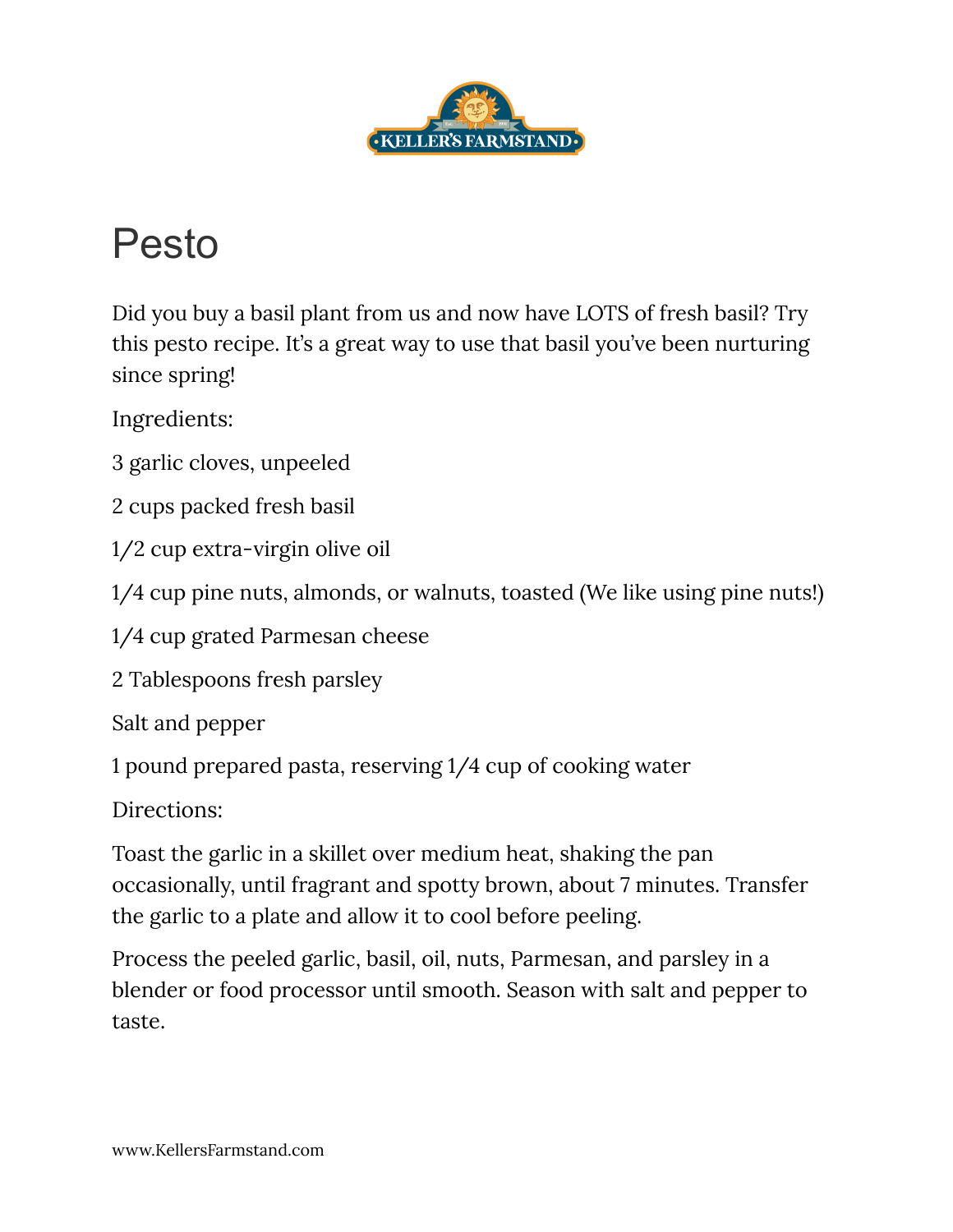# Pesto

Did you buy a basil plant from us and now have LOTS of fresh basil? Try this pesto recipe. It's a great way to use that basil you've been nurturing since spring!

Ingredients:

3 garlic cloves, unpeeled

2 cups packed fresh basil

1/2 cup extra-virgin olive oil

1/4 cup pine nuts, almonds, or walnuts, toasted (We like using pine nuts!)

1/4 cup grated Parmesan cheese

2 Tablespoons fresh parsley

Salt and pepper

1 pound prepared pasta, reserving 1/4 cup of cooking water

Directions:

Toast the garlic in a skillet over medium heat, shaking the pan occasionally, until fragrant and spotty brown, about 7 minutes. Transfer the garlic to a plate and allow it to cool before peeling.

Process the peeled garlic, basil, oil, nuts, Parmesan, and parsley in a blender or food processor until smooth. Season with salt and pepper to taste.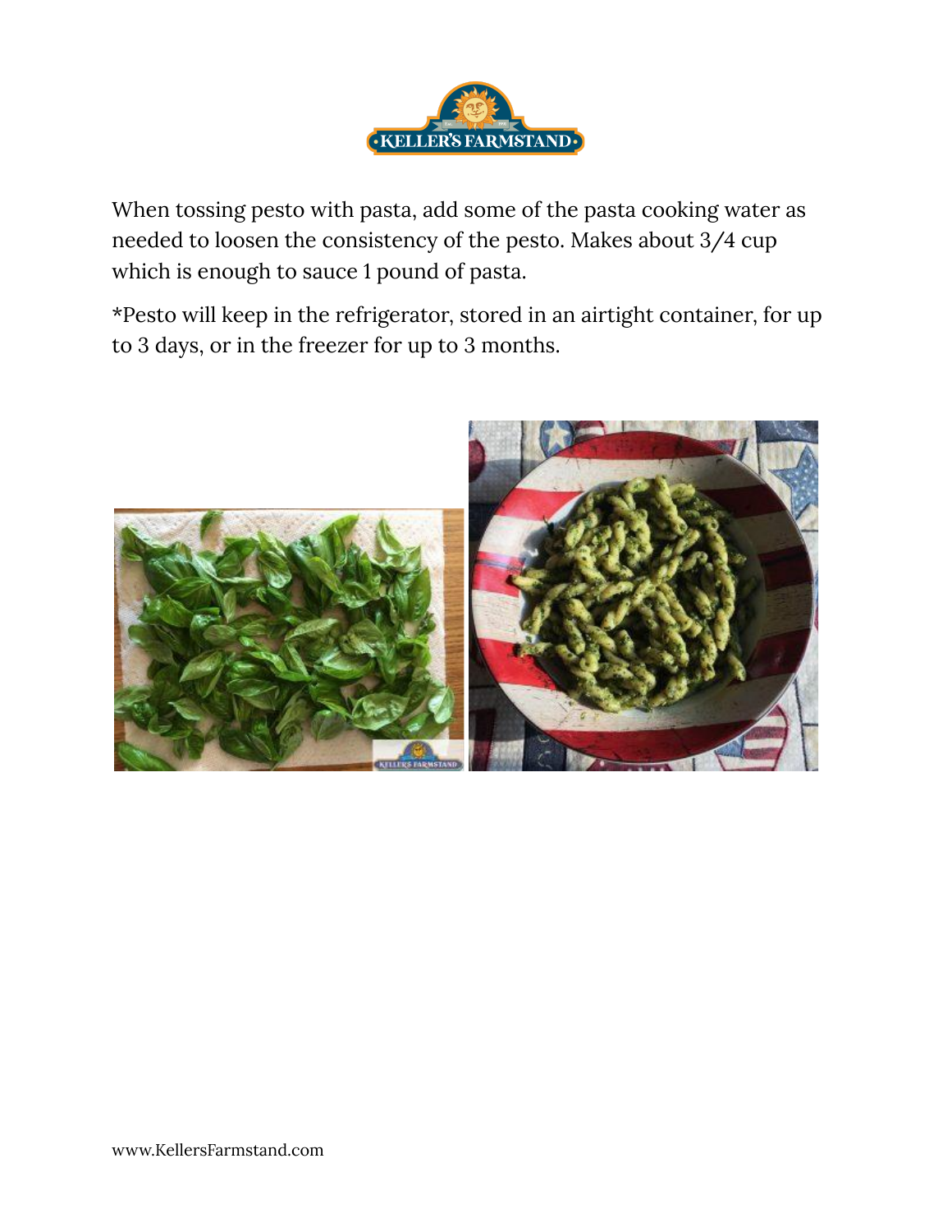When tossing pesto with pasta, add some of the pasta cooking water as needed to loosen the consistency of the pesto. Makes about 3/4 cup which is enough to sauce 1 pound of pasta.

*Pesto will keep in the refrigerator, stored in an airtight container, for up to 3 days, or in the freezer for up to 3 months.